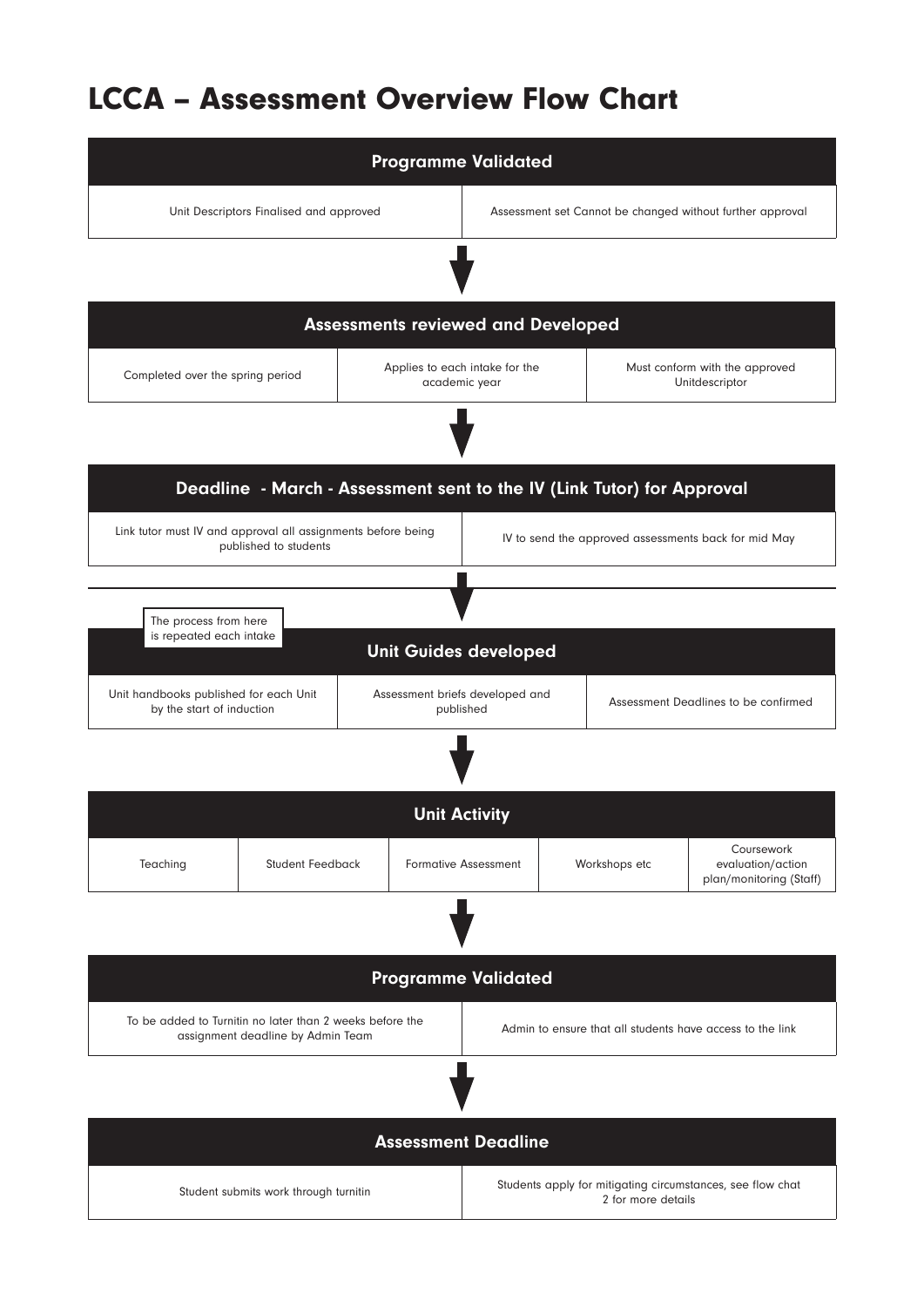# LCCA – Assessment Overview Flow Chart

## Programme Validated

| Unit Descriptors Finalised and approved | Assessment set Cannot be changed without further approval |
|---|---|

↓

## Assessments reviewed and Developed

| Completed over the spring period | Applies to each intake for the academic year | Must conform with the approved Unitdescriptor |
|---|---|---|

↓

## Deadline - March - Assessment sent to the IV (Link Tutor) for Approval

| Link tutor must IV and approval all assignments before being published to students | IV to send the approved assessments back for mid May |
|---|---|

↓

The process from here is repeated each intake

## Unit Guides developed

| Unit handbooks published for each Unit by the start of induction | Assessment briefs developed and published | Assessment Deadlines to be confirmed |
|---|---|---|

↓

## Unit Activity

| Teaching | Student Feedback | Formative Assessment | Workshops etc | Coursework evaluation/action plan/monitoring (Staff) |
|---|---|---|---|---|

↓

## Programme Validated

| To be added to Turnitin no later than 2 weeks before the assignment deadline by Admin Team | Admin to ensure that all students have access to the link |
|---|---|

↓

## Assessment Deadline

| Student submits work through turnitin | Students apply for mitigating circumstances, see flow chat 2 for more details |
|---|---|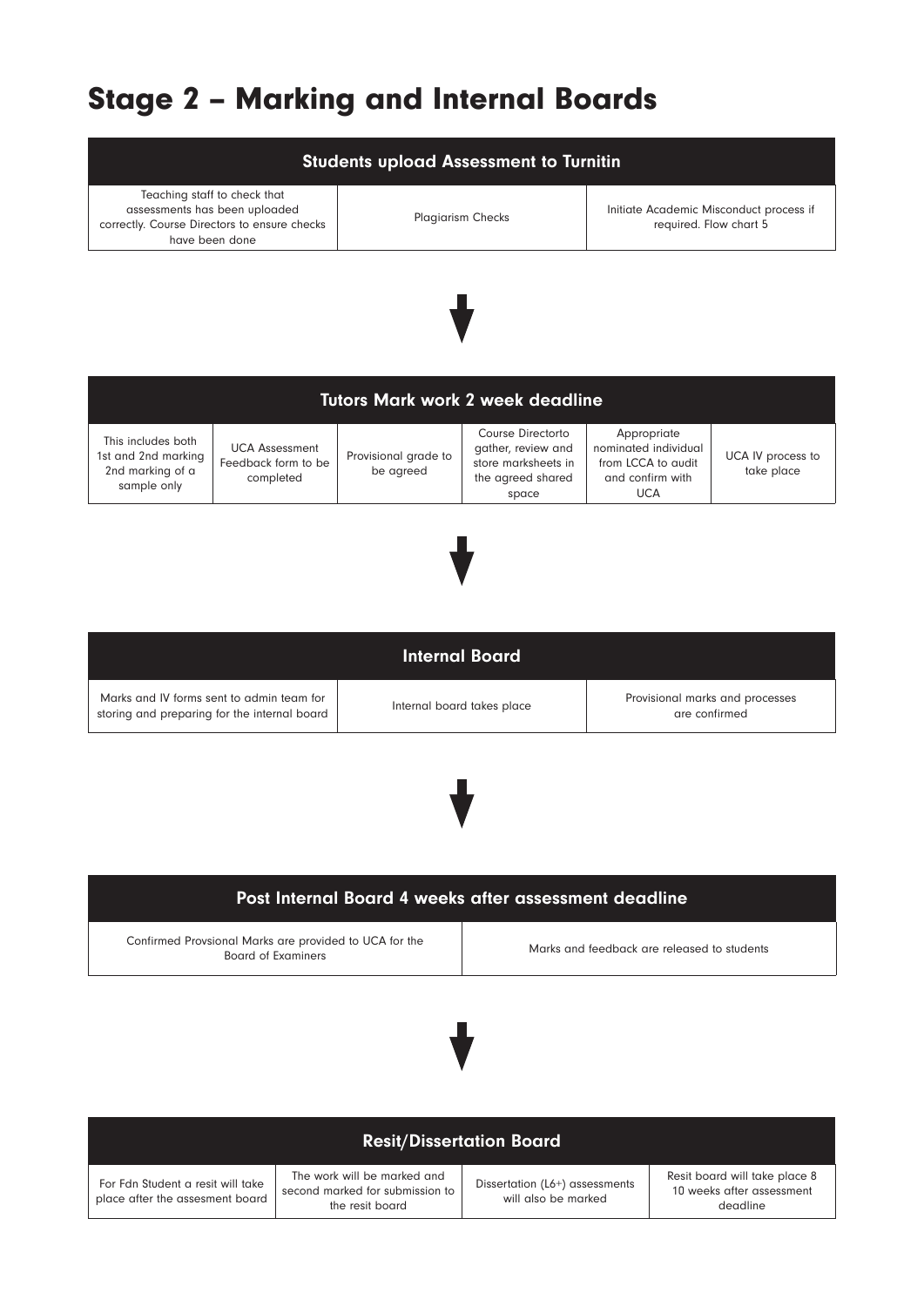# Stage 2 – Marking and Internal Boards

| Students upload Assessment to Turnitin | | |
|---|---|---|
| Teaching staff to check that assessments has been uploaded correctly. Course Directors to ensure checks have been done | Plagiarism Checks | Initiate Academic Misconduct process if required. Flow chart 5 |

↓

| Tutors Mark work 2 week deadline | | | | | |
|---|---|---|---|---|---|
| This includes both 1st and 2nd marking 2nd marking of a sample only | UCA Assessment Feedback form to be completed | Provisional grade to be agreed | Course Directorto gather, review and store marksheets in the agreed shared space | Appropriate nominated individual from LCCA to audit and confirm with UCA | UCA IV process to take place |

↓

| Internal Board | | |
|---|---|---|
| Marks and IV forms sent to admin team for storing and preparing for the internal board | Internal board takes place | Provisional marks and processes are confirmed |

↓

| Post Internal Board 4 weeks after assessment deadline | |
|---|---|
| Confirmed Provsional Marks are provided to UCA for the Board of Examiners | Marks and feedback are released to students |

↓

| Resit/Dissertation Board | | | |
|---|---|---|---|
| For Fdn Student a resit will take place after the assesment board | The work will be marked and second marked for submission to the resit board | Dissertation (L6+) assessments will also be marked | Resit board will take place 8 10 weeks after assessment deadline |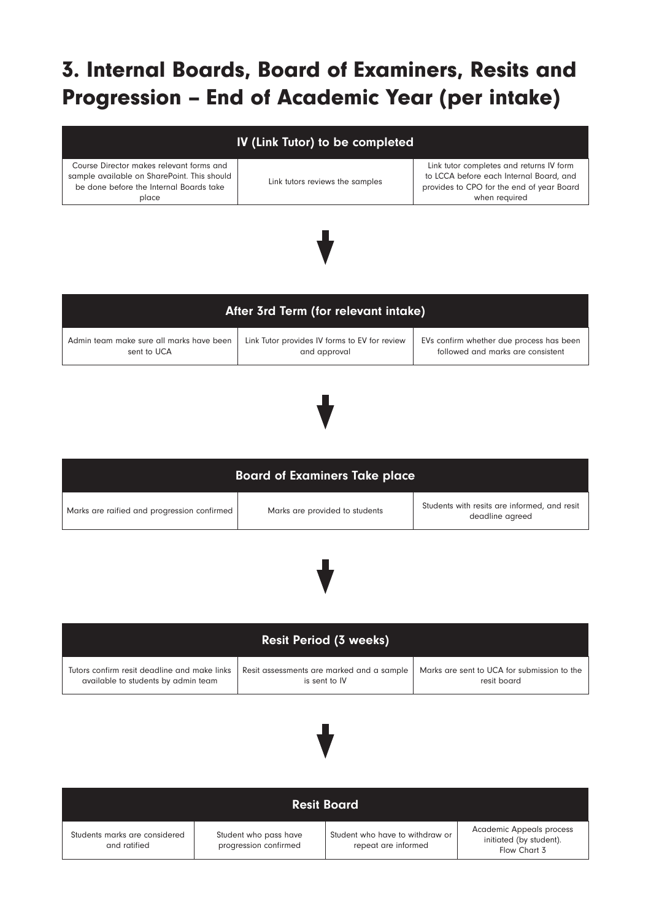# 3. Internal Boards, Board of Examiners, Resits and Progression – End of Academic Year (per intake)

| IV (Link Tutor) to be completed | | |
|---|---|---|
| Course Director makes relevant forms and sample available on SharePoint. This should be done before the Internal Boards take place | Link tutors reviews the samples | Link tutor completes and returns IV form to LCCA before each Internal Board, and provides to CPO for the end of year Board when required |

| After 3rd Term (for relevant intake) | | |
|---|---|---|
| Admin team make sure all marks have been sent to UCA | Link Tutor provides IV forms to EV for review and approval | EVs confirm whether due process has been followed and marks are consistent |

| Board of Examiners Take place | | |
|---|---|---|
| Marks are raified and progression confirmed | Marks are provided to students | Students with resits are informed, and resit deadline agreed |

| Resit Period (3 weeks) | | |
|---|---|---|
| Tutors confirm resit deadline and make links available to students by admin team | Resit assessments are marked and a sample is sent to IV | Marks are sent to UCA for submission to the resit board |

| Resit Board | | | |
|---|---|---|---|
| Students marks are considered and ratified | Student who pass have progression confirmed | Student who have to withdraw or repeat are informed | Academic Appeals process initiated (by student). Flow Chart 3 |